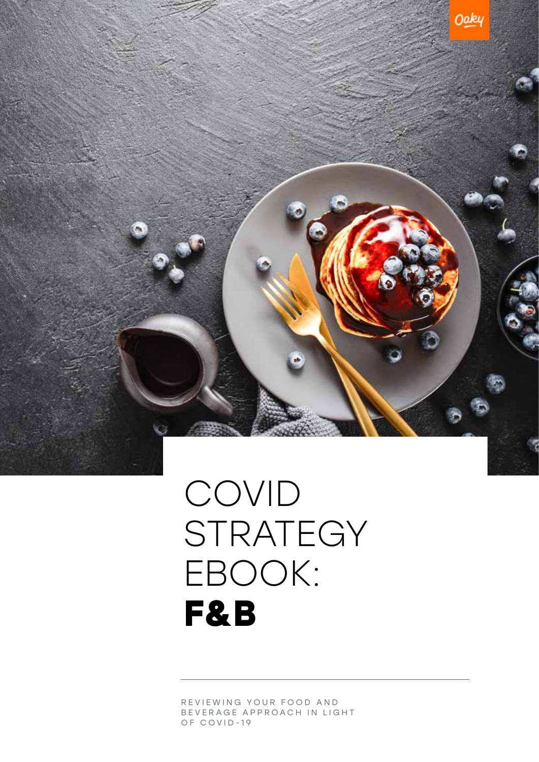# COVID STRATEGY EBOOK: **F&B**

REVIEWING YOUR FOOD AND BEVERAGE APPROACH IN LIGHT OF COVID-19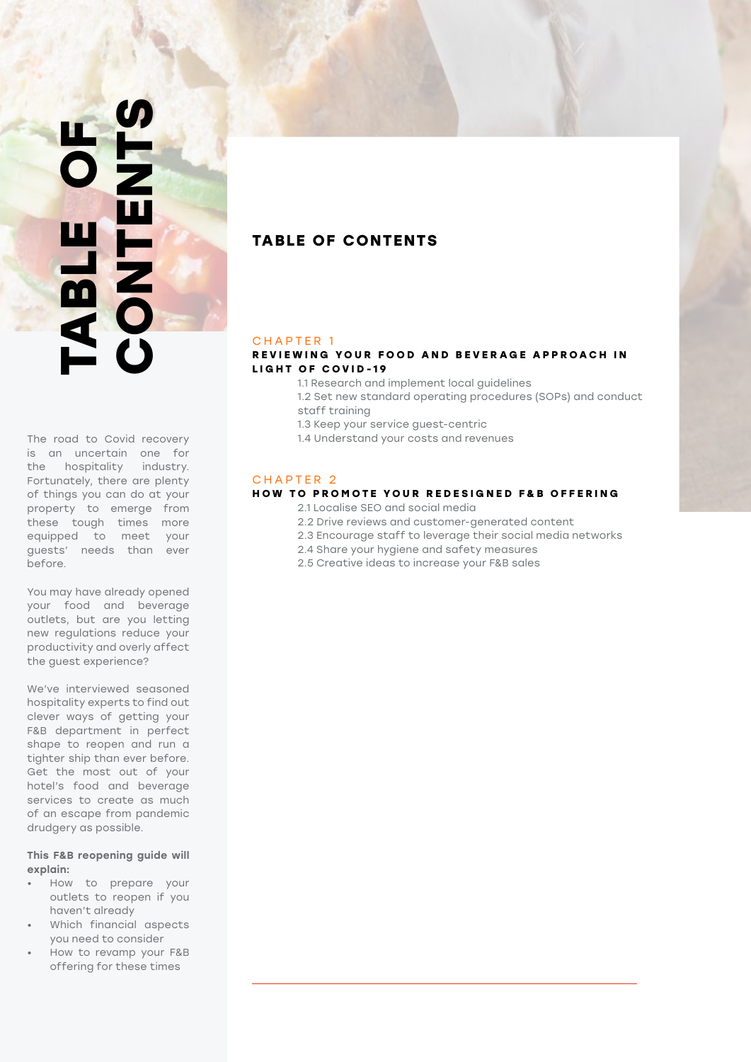# TABLE OF CONTENTS

The road to Covid recovery is an uncertain one for the hospitality industry. Fortunately, there are plenty of things you can do at your property to emerge from these tough times more equipped to meet your guests' needs than ever before.

You may have already opened your food and beverage outlets, but are you letting new regulations reduce your productivity and overly affect the guest experience?

We've interviewed seasoned hospitality experts to find out clever ways of getting your F&B department in perfect shape to reopen and run a tighter ship than ever before. Get the most out of your hotel's food and beverage services to create as much of an escape from pandemic drudgery as possible.

**This F&B reopening guide will explain:**

- How to prepare your outlets to reopen if you haven't already
- Which financial aspects you need to consider
- How to revamp your F&B offering for these times

## TABLE OF CONTENTS

CHAPTER 1
**REVIEWING YOUR FOOD AND BEVERAGE APPROACH IN LIGHT OF COVID-19**

- 1.1 Research and implement local guidelines
- 1.2 Set new standard operating procedures (SOPs) and conduct staff training
- 1.3 Keep your service guest-centric
- 1.4 Understand your costs and revenues

CHAPTER 2
**HOW TO PROMOTE YOUR REDESIGNED F&B OFFERING**

- 2.1 Localise SEO and social media
- 2.2 Drive reviews and customer-generated content
- 2.3 Encourage staff to leverage their social media networks
- 2.4 Share your hygiene and safety measures
- 2.5 Creative ideas to increase your F&B sales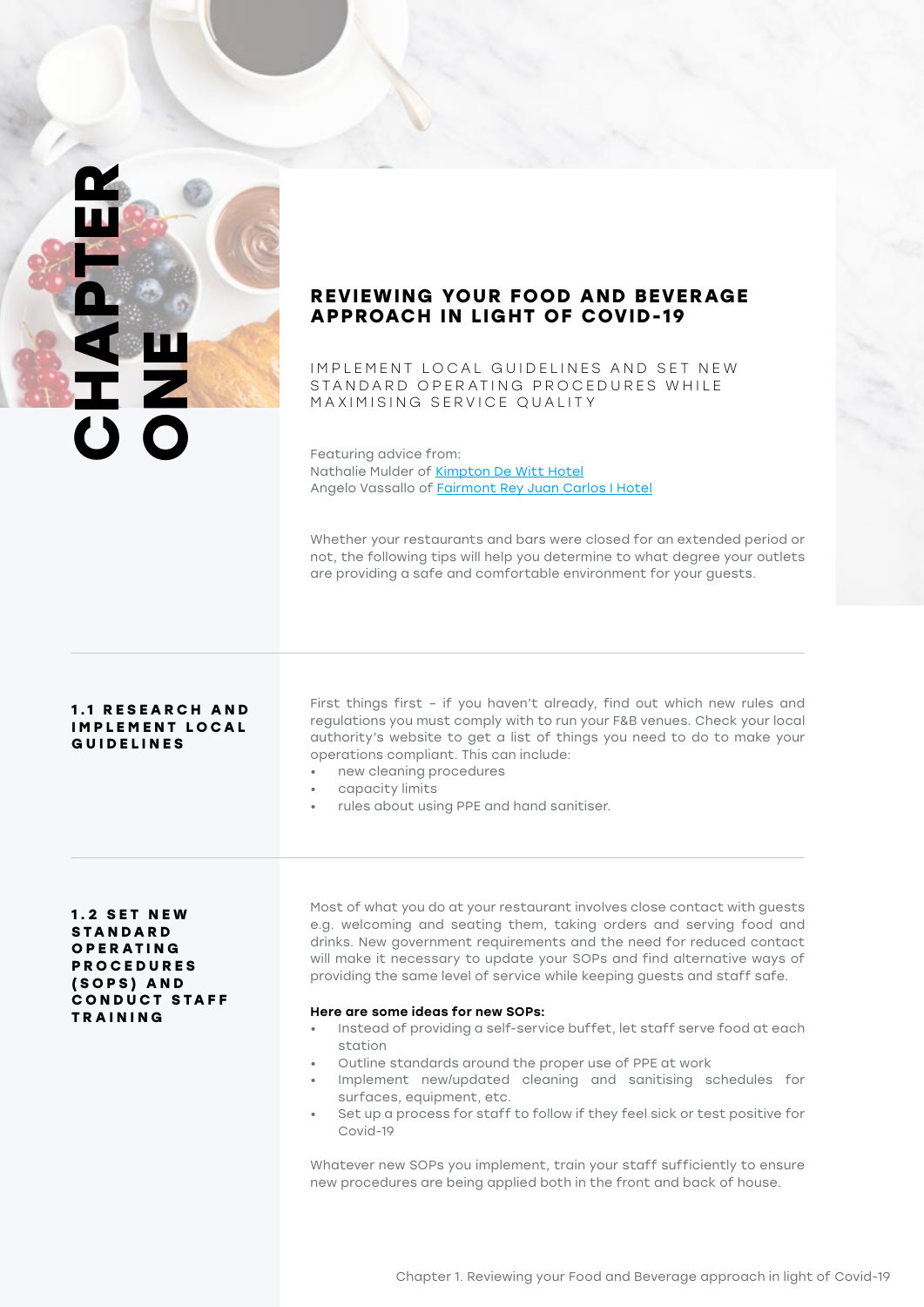# CHAPTER ONE

## REVIEWING YOUR FOOD AND BEVERAGE APPROACH IN LIGHT OF COVID-19

IMPLEMENT LOCAL GUIDELINES AND SET NEW STANDARD OPERATING PROCEDURES WHILE MAXIMISING SERVICE QUALITY

Featuring advice from:
Nathalie Mulder of [Kimpton De Witt Hotel]
Angelo Vassallo of [Fairmont Rey Juan Carlos I Hotel]

Whether your restaurants and bars were closed for an extended period or not, the following tips will help you determine to what degree your outlets are providing a safe and comfortable environment for your guests.

### 1.1 RESEARCH AND IMPLEMENT LOCAL GUIDELINES

First things first – if you haven't already, find out which new rules and regulations you must comply with to run your F&B venues. Check your local authority's website to get a list of things you need to do to make your operations compliant. This can include:

- new cleaning procedures
- capacity limits
- rules about using PPE and hand sanitiser.

### 1.2 SET NEW STANDARD OPERATING PROCEDURES (SOPS) AND CONDUCT STAFF TRAINING

Most of what you do at your restaurant involves close contact with guests e.g. welcoming and seating them, taking orders and serving food and drinks. New government requirements and the need for reduced contact will make it necessary to update your SOPs and find alternative ways of providing the same level of service while keeping guests and staff safe.

**Here are some ideas for new SOPs:**

- Instead of providing a self-service buffet, let staff serve food at each station
- Outline standards around the proper use of PPE at work
- Implement new/updated cleaning and sanitising schedules for surfaces, equipment, etc.
- Set up a process for staff to follow if they feel sick or test positive for Covid-19

Whatever new SOPs you implement, train your staff sufficiently to ensure new procedures are being applied both in the front and back of house.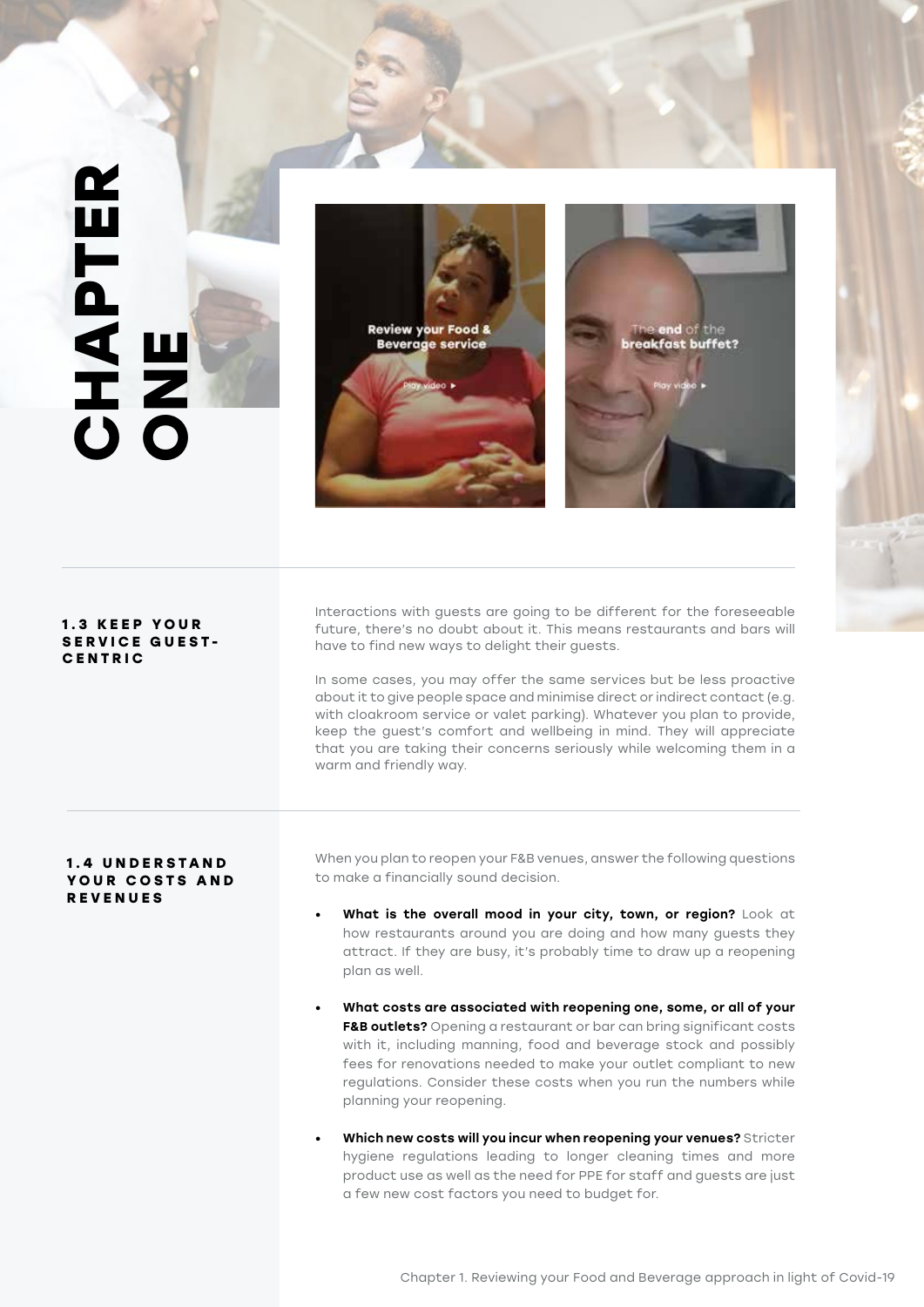# CHAPTER ONE

Review your Food & Beverage service

Play video ▸

The **end** of the breakfast buffet?

Play video ▸

## 1.3 KEEP YOUR SERVICE GUEST-CENTRIC

Interactions with guests are going to be different for the foreseeable future, there's no doubt about it. This means restaurants and bars will have to find new ways to delight their guests.

In some cases, you may offer the same services but be less proactive about it to give people space and minimise direct or indirect contact (e.g. with cloakroom service or valet parking). Whatever you plan to provide, keep the guest's comfort and wellbeing in mind. They will appreciate that you are taking their concerns seriously while welcoming them in a warm and friendly way.

## 1.4 UNDERSTAND YOUR COSTS AND REVENUES

When you plan to reopen your F&B venues, answer the following questions to make a financially sound decision.

- **What is the overall mood in your city, town, or region?** Look at how restaurants around you are doing and how many guests they attract. If they are busy, it's probably time to draw up a reopening plan as well.
- **What costs are associated with reopening one, some, or all of your F&B outlets?** Opening a restaurant or bar can bring significant costs with it, including manning, food and beverage stock and possibly fees for renovations needed to make your outlet compliant to new regulations. Consider these costs when you run the numbers while planning your reopening.
- **Which new costs will you incur when reopening your venues?** Stricter hygiene regulations leading to longer cleaning times and more product use as well as the need for PPE for staff and guests are just a few new cost factors you need to budget for.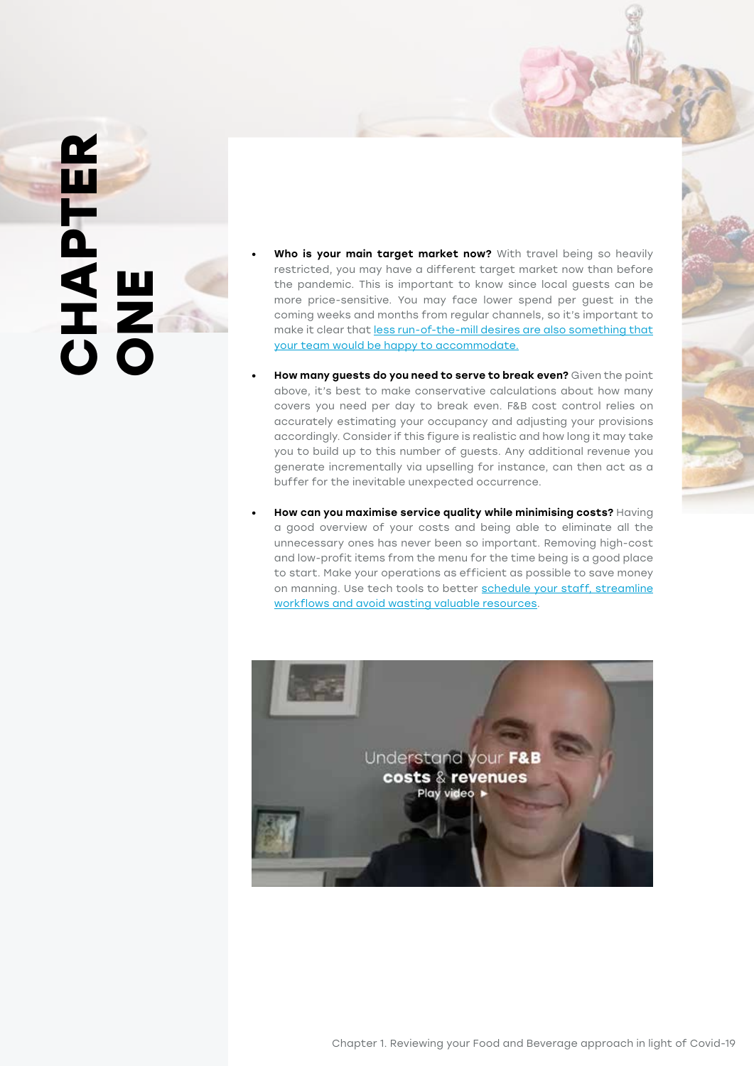# CHAPTER ONE

- **Who is your main target market now?** With travel being so heavily restricted, you may have a different target market now than before the pandemic. This is important to know since local guests can be more price-sensitive. You may face lower spend per guest in the coming weeks and months from regular channels, so it's important to make it clear that less run-of-the-mill desires are also something that your team would be happy to accommodate.

- **How many guests do you need to serve to break even?** Given the point above, it's best to make conservative calculations about how many covers you need per day to break even. F&B cost control relies on accurately estimating your occupancy and adjusting your provisions accordingly. Consider if this figure is realistic and how long it may take you to build up to this number of guests. Any additional revenue you generate incrementally via upselling for instance, can then act as a buffer for the inevitable unexpected occurrence.

- **How can you maximise service quality while minimising costs?** Having a good overview of your costs and being able to eliminate all the unnecessary ones has never been so important. Removing high-cost and low-profit items from the menu for the time being is a good place to start. Make your operations as efficient as possible to save money on manning. Use tech tools to better schedule your staff, streamline workflows and avoid wasting valuable resources.

Understand your **F&B costs** & **revenues**
Play video ▶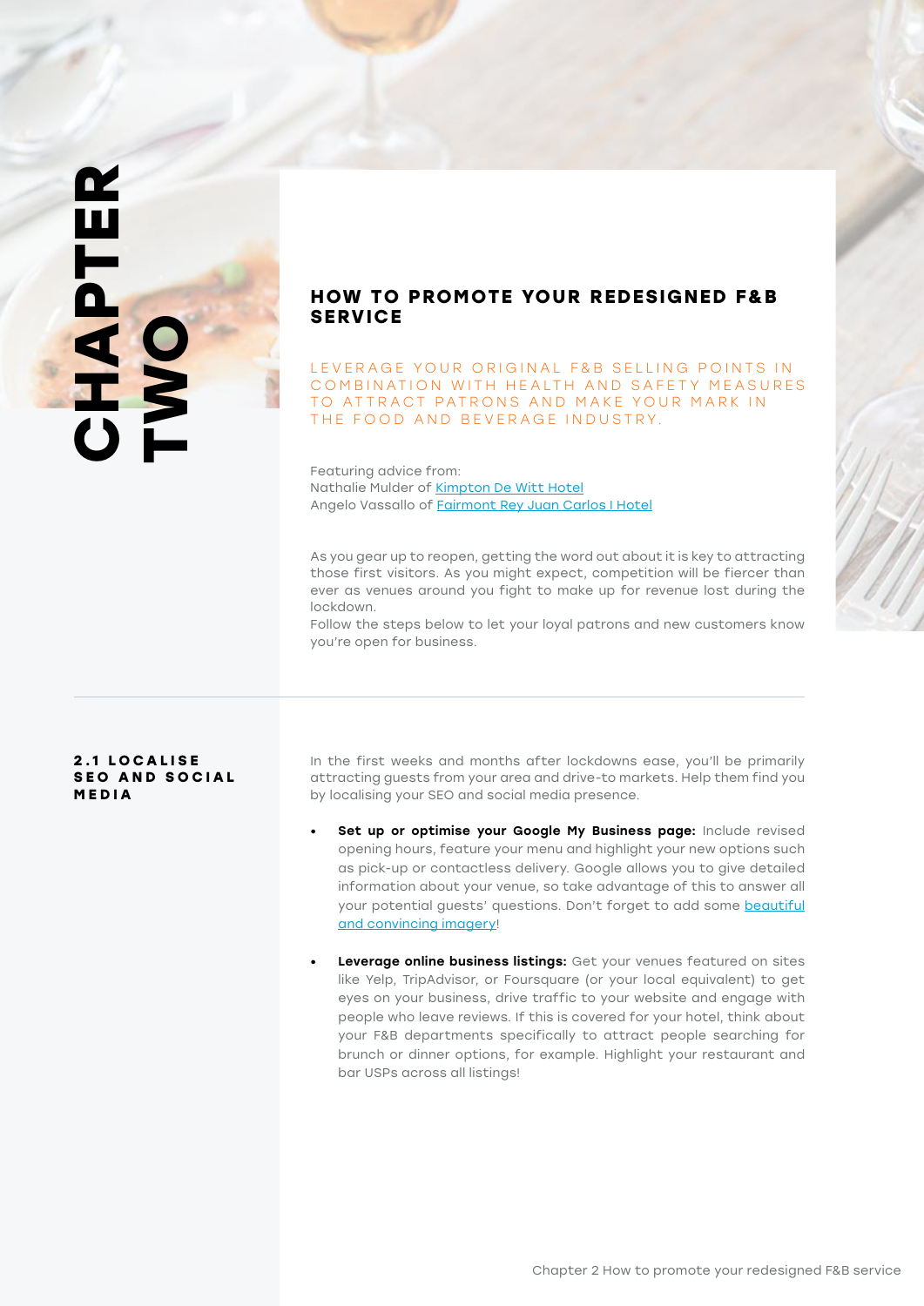# CHAPTER TWO

## HOW TO PROMOTE YOUR REDESIGNED F&B SERVICE

LEVERAGE YOUR ORIGINAL F&B SELLING POINTS IN COMBINATION WITH HEALTH AND SAFETY MEASURES TO ATTRACT PATRONS AND MAKE YOUR MARK IN THE FOOD AND BEVERAGE INDUSTRY.

Featuring advice from:
Nathalie Mulder of Kimpton De Witt Hotel
Angelo Vassallo of Fairmont Rey Juan Carlos I Hotel

As you gear up to reopen, getting the word out about it is key to attracting those first visitors. As you might expect, competition will be fiercer than ever as venues around you fight to make up for revenue lost during the lockdown.
Follow the steps below to let your loyal patrons and new customers know you're open for business.

### 2.1 LOCALISE SEO AND SOCIAL MEDIA

In the first weeks and months after lockdowns ease, you'll be primarily attracting guests from your area and drive-to markets. Help them find you by localising your SEO and social media presence.

- **Set up or optimise your Google My Business page:** Include revised opening hours, feature your menu and highlight your new options such as pick-up or contactless delivery. Google allows you to give detailed information about your venue, so take advantage of this to answer all your potential guests' questions. Don't forget to add some beautiful and convincing imagery!

- **Leverage online business listings:** Get your venues featured on sites like Yelp, TripAdvisor, or Foursquare (or your local equivalent) to get eyes on your business, drive traffic to your website and engage with people who leave reviews. If this is covered for your hotel, think about your F&B departments specifically to attract people searching for brunch or dinner options, for example. Highlight your restaurant and bar USPs across all listings!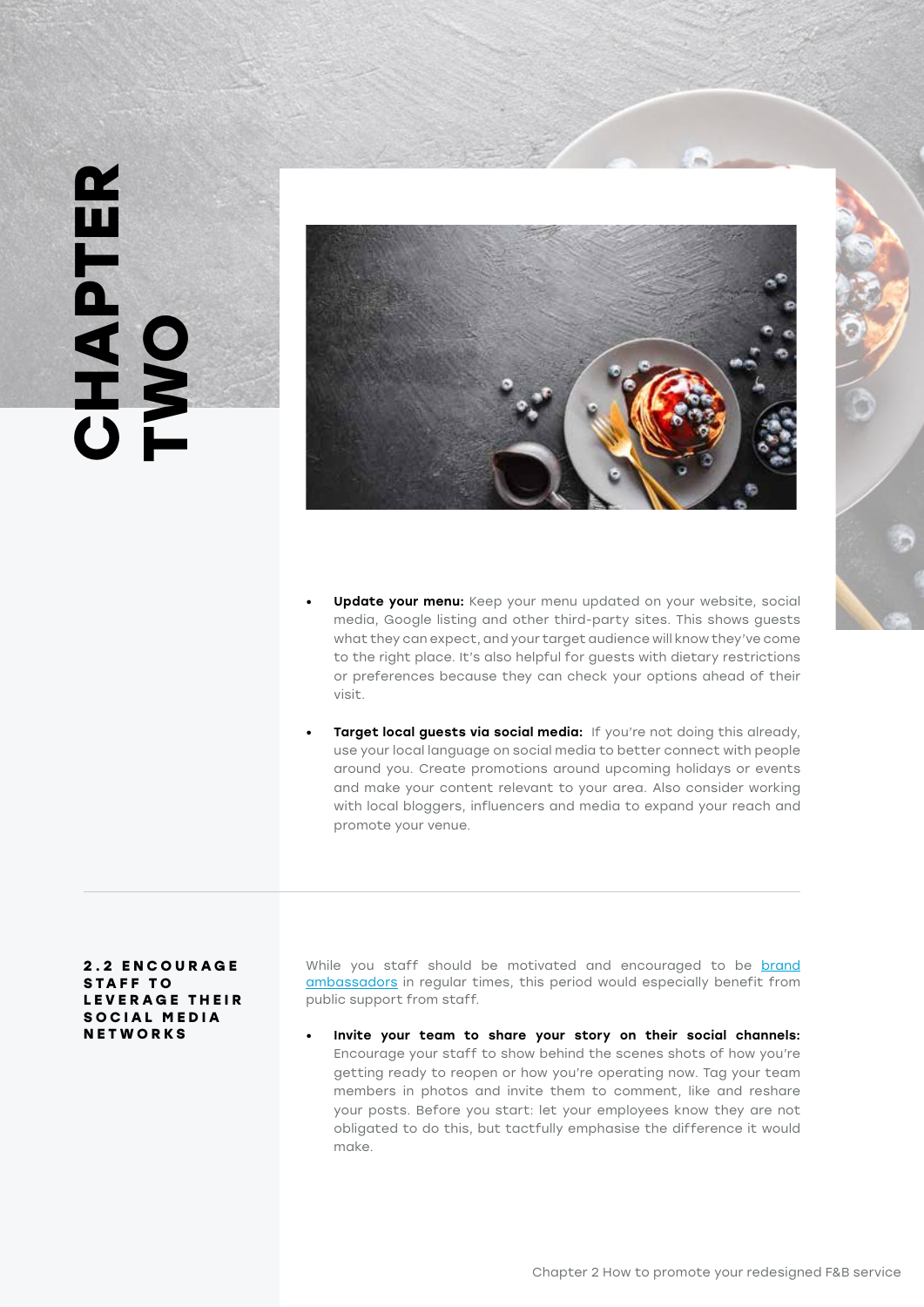# CHAPTER TWO

- **Update your menu:** Keep your menu updated on your website, social media, Google listing and other third-party sites. This shows guests what they can expect, and your target audience will know they've come to the right place. It's also helpful for guests with dietary restrictions or preferences because they can check your options ahead of their visit.

- **Target local guests via social media:** If you're not doing this already, use your local language on social media to better connect with people around you. Create promotions around upcoming holidays or events and make your content relevant to your area. Also consider working with local bloggers, influencers and media to expand your reach and promote your venue.

---

## 2.2 ENCOURAGE STAFF TO LEVERAGE THEIR SOCIAL MEDIA NETWORKS

While you staff should be motivated and encouraged to be brand ambassadors in regular times, this period would especially benefit from public support from staff.

- **Invite your team to share your story on their social channels:** Encourage your staff to show behind the scenes shots of how you're getting ready to reopen or how you're operating now. Tag your team members in photos and invite them to comment, like and reshare your posts. Before you start: let your employees know they are not obligated to do this, but tactfully emphasise the difference it would make.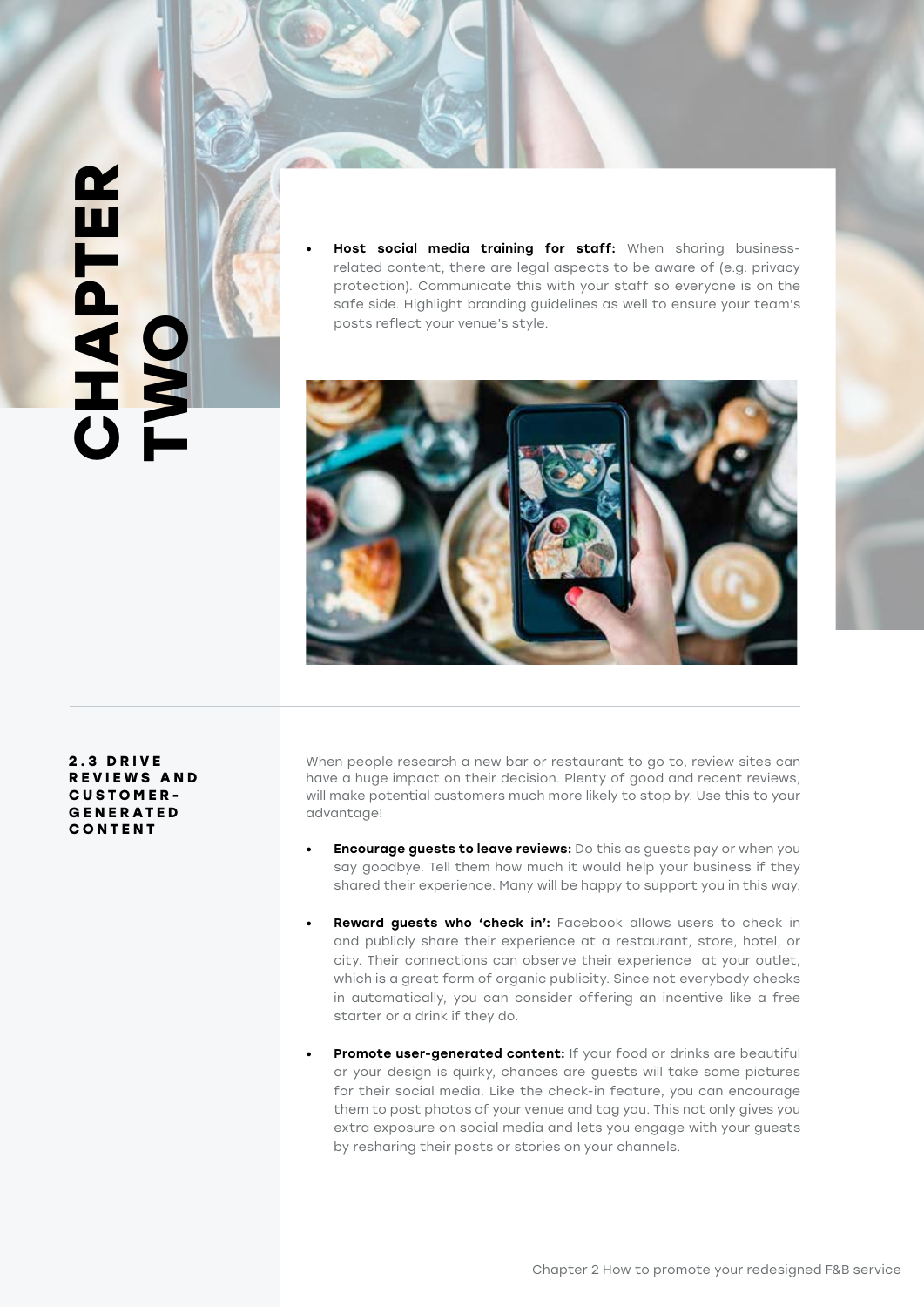# CHAPTER TWO

- **Host social media training for staff:** When sharing business-related content, there are legal aspects to be aware of (e.g. privacy protection). Communicate this with your staff so everyone is on the safe side. Highlight branding guidelines as well to ensure your team's posts reflect your venue's style.

## 2.3 DRIVE REVIEWS AND CUSTOMER-GENERATED CONTENT

When people research a new bar or restaurant to go to, review sites can have a huge impact on their decision. Plenty of good and recent reviews, will make potential customers much more likely to stop by. Use this to your advantage!

- **Encourage guests to leave reviews:** Do this as guests pay or when you say goodbye. Tell them how much it would help your business if they shared their experience. Many will be happy to support you in this way.

- **Reward guests who 'check in':** Facebook allows users to check in and publicly share their experience at a restaurant, store, hotel, or city. Their connections can observe their experience at your outlet, which is a great form of organic publicity. Since not everybody checks in automatically, you can consider offering an incentive like a free starter or a drink if they do.

- **Promote user-generated content:** If your food or drinks are beautiful or your design is quirky, chances are guests will take some pictures for their social media. Like the check-in feature, you can encourage them to post photos of your venue and tag you. This not only gives you extra exposure on social media and lets you engage with your guests by resharing their posts or stories on your channels.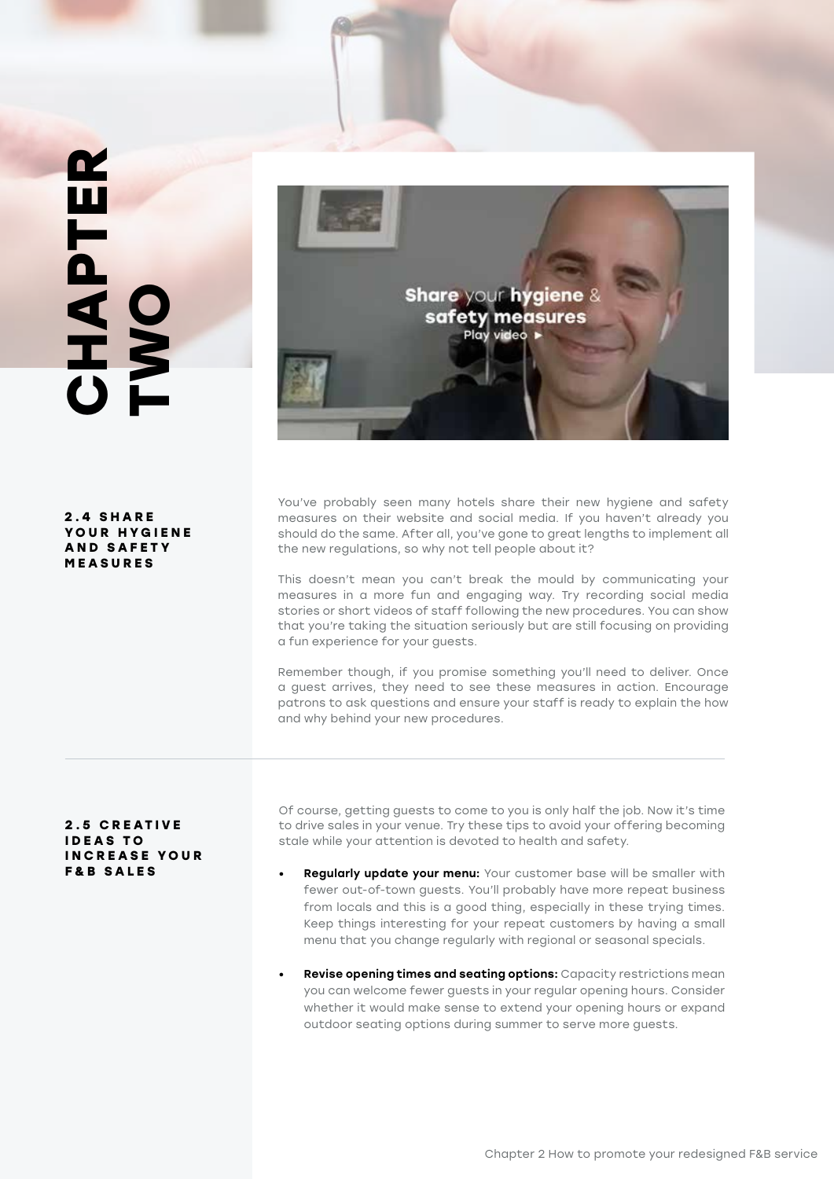# CHAPTER TWO

Share your hygiene & safety measures

Play video ▶

## 2.4 SHARE YOUR HYGIENE AND SAFETY MEASURES

You've probably seen many hotels share their new hygiene and safety measures on their website and social media. If you haven't already you should do the same. After all, you've gone to great lengths to implement all the new regulations, so why not tell people about it?

This doesn't mean you can't break the mould by communicating your measures in a more fun and engaging way. Try recording social media stories or short videos of staff following the new procedures. You can show that you're taking the situation seriously but are still focusing on providing a fun experience for your guests.

Remember though, if you promise something you'll need to deliver. Once a guest arrives, they need to see these measures in action. Encourage patrons to ask questions and ensure your staff is ready to explain the how and why behind your new procedures.

## 2.5 CREATIVE IDEAS TO INCREASE YOUR F&B SALES

Of course, getting guests to come to you is only half the job. Now it's time to drive sales in your venue. Try these tips to avoid your offering becoming stale while your attention is devoted to health and safety.

- **Regularly update your menu:** Your customer base will be smaller with fewer out-of-town guests. You'll probably have more repeat business from locals and this is a good thing, especially in these trying times. Keep things interesting for your repeat customers by having a small menu that you change regularly with regional or seasonal specials.
- **Revise opening times and seating options:** Capacity restrictions mean you can welcome fewer guests in your regular opening hours. Consider whether it would make sense to extend your opening hours or expand outdoor seating options during summer to serve more guests.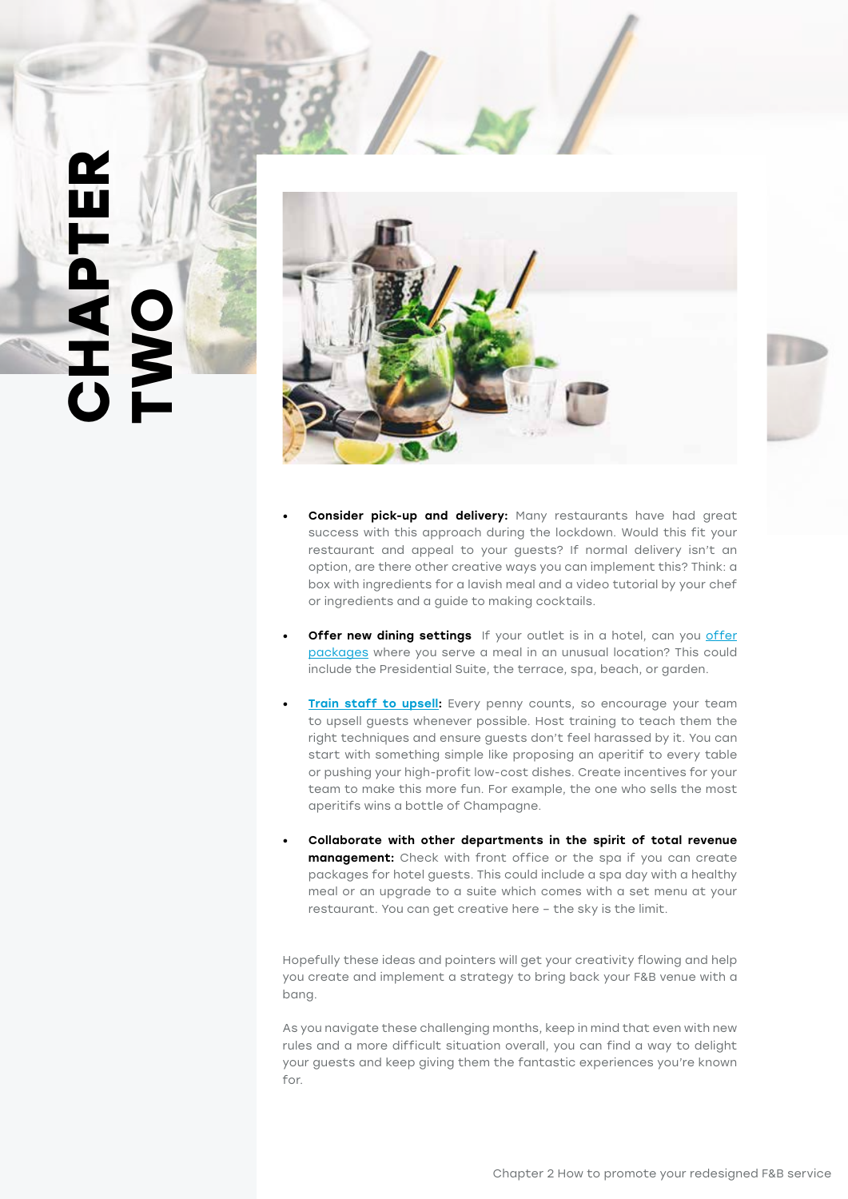# CHAPTER TWO

- **Consider pick-up and delivery:** Many restaurants have had great success with this approach during the lockdown. Would this fit your restaurant and appeal to your guests? If normal delivery isn't an option, are there other creative ways you can implement this? Think: a box with ingredients for a lavish meal and a video tutorial by your chef or ingredients and a guide to making cocktails.

- **Offer new dining settings** If your outlet is in a hotel, can you offer packages where you serve a meal in an unusual location? This could include the Presidential Suite, the terrace, spa, beach, or garden.

- **Train staff to upsell:** Every penny counts, so encourage your team to upsell guests whenever possible. Host training to teach them the right techniques and ensure guests don't feel harassed by it. You can start with something simple like proposing an aperitif to every table or pushing your high-profit low-cost dishes. Create incentives for your team to make this more fun. For example, the one who sells the most aperitifs wins a bottle of Champagne.

- **Collaborate with other departments in the spirit of total revenue management:** Check with front office or the spa if you can create packages for hotel guests. This could include a spa day with a healthy meal or an upgrade to a suite which comes with a set menu at your restaurant. You can get creative here – the sky is the limit.

Hopefully these ideas and pointers will get your creativity flowing and help you create and implement a strategy to bring back your F&B venue with a bang.

As you navigate these challenging months, keep in mind that even with new rules and a more difficult situation overall, you can find a way to delight your guests and keep giving them the fantastic experiences you're known for.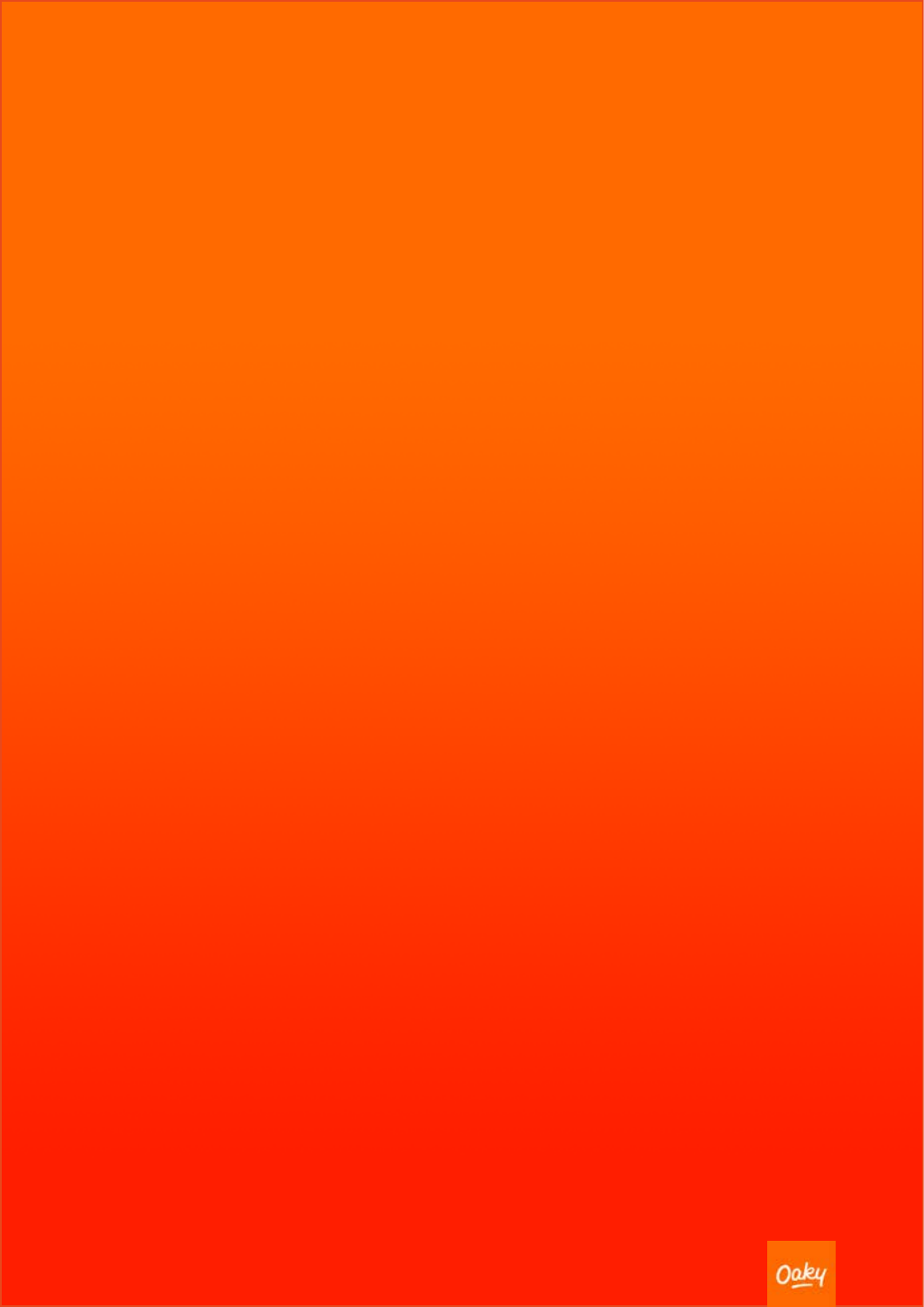Oaky